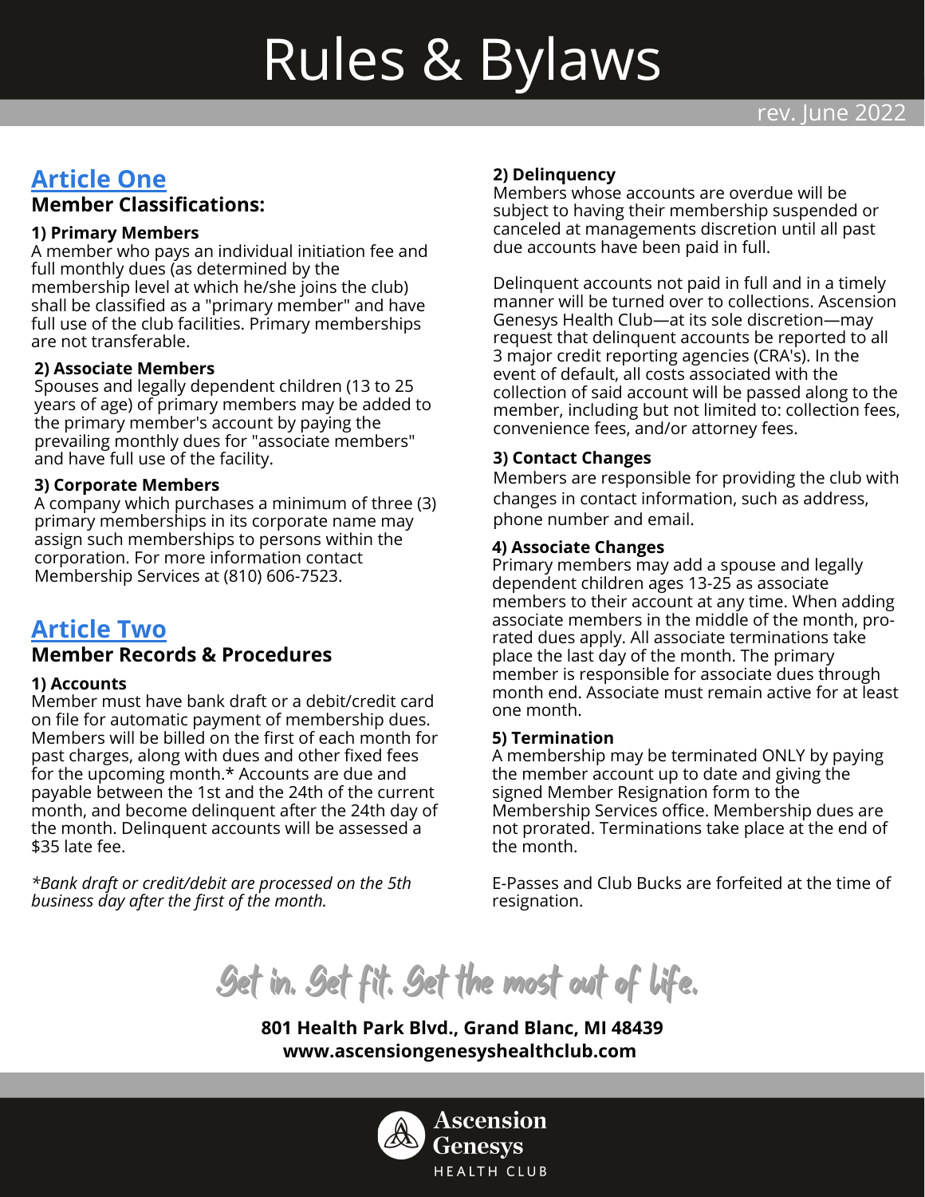# Rules & Bylaws

rev. June 2022

## Article One

### Member Classifications:

**1) Primary Members**

A member who pays an individual initiation fee and full monthly dues (as determined by the membership level at which he/she joins the club) shall be classified as a "primary member" and have full use of the club facilities. Primary memberships are not transferable.

**2) Associate Members**

Spouses and legally dependent children (13 to 25 years of age) of primary members may be added to the primary member's account by paying the prevailing monthly dues for "associate members" and have full use of the facility.

**3) Corporate Members**

A company which purchases a minimum of three (3) primary memberships in its corporate name may assign such memberships to persons within the corporation. For more information contact Membership Services at (810) 606-7523.

## Article Two

### Member Records & Procedures

**1) Accounts**

Member must have bank draft or a debit/credit card on file for automatic payment of membership dues. Members will be billed on the first of each month for past charges, along with dues and other fixed fees for the upcoming month.* Accounts are due and payable between the 1st and the 24th of the current month, and become delinquent after the 24th day of the month. Delinquent accounts will be assessed a $35 late fee.

*\*Bank draft or credit/debit are processed on the 5th business day after the first of the month.*

**2) Delinquency**

Members whose accounts are overdue will be subject to having their membership suspended or canceled at managements discretion until all past due accounts have been paid in full.

Delinquent accounts not paid in full and in a timely manner will be turned over to collections. Ascension Genesys Health Club—at its sole discretion—may request that delinquent accounts be reported to all 3 major credit reporting agencies (CRA's). In the event of default, all costs associated with the collection of said account will be passed along to the member, including but not limited to: collection fees, convenience fees, and/or attorney fees.

**3) Contact Changes**

Members are responsible for providing the club with changes in contact information, such as address, phone number and email.

**4) Associate Changes**

Primary members may add a spouse and legally dependent children ages 13-25 as associate members to their account at any time. When adding associate members in the middle of the month, pro-rated dues apply. All associate terminations take place the last day of the month. The primary member is responsible for associate dues through month end. Associate must remain active for at least one month.

**5) Termination**

A membership may be terminated ONLY by paying the member account up to date and giving the signed Member Resignation form to the Membership Services office. Membership dues are not prorated. Terminations take place at the end of the month.

E-Passes and Club Bucks are forfeited at the time of resignation.

*Get in. Get fit. Get the most out of life.*

**801 Health Park Blvd., Grand Blanc, MI 48439**
**www.ascensiongenesyshealthclub.com**

Ascension Genesys HEALTH CLUB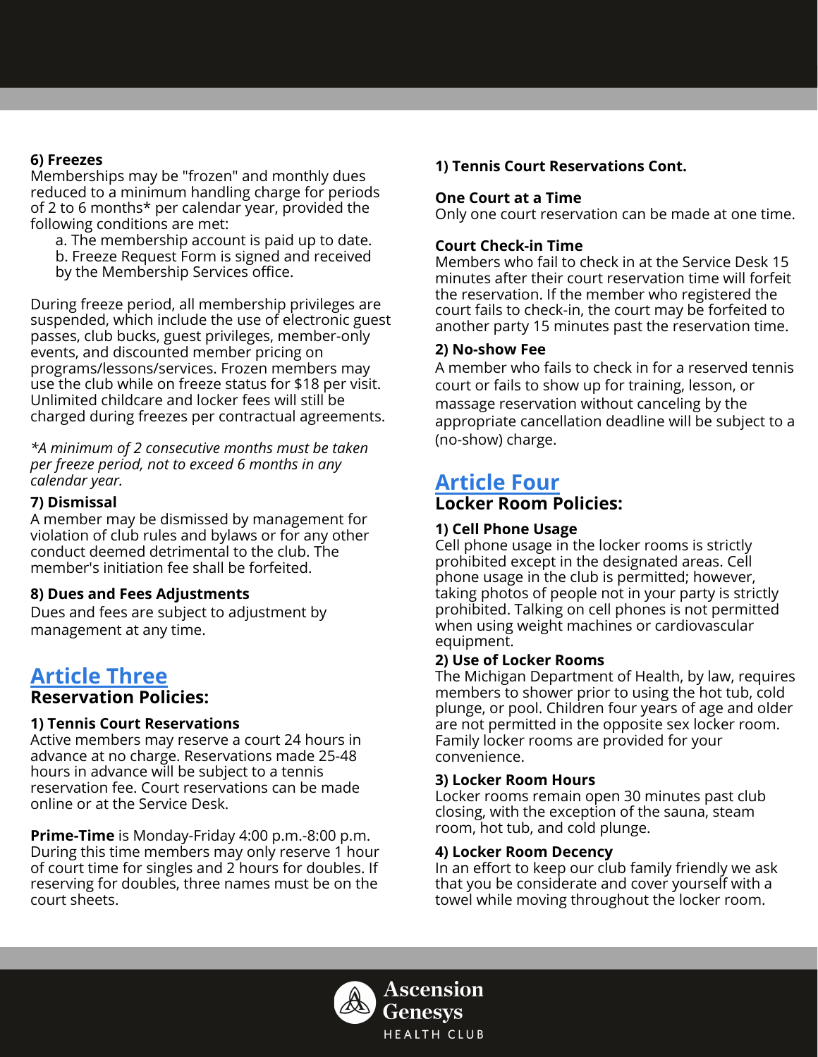**6) Freezes**
Memberships may be "frozen" and monthly dues reduced to a minimum handling charge for periods of 2 to 6 months* per calendar year, provided the following conditions are met:

a. The membership account is paid up to date.
b. Freeze Request Form is signed and received by the Membership Services office.

During freeze period, all membership privileges are suspended, which include the use of electronic guest passes, club bucks, guest privileges, member-only events, and discounted member pricing on programs/lessons/services. Frozen members may use the club while on freeze status for $18 per visit. Unlimited childcare and locker fees will still be charged during freezes per contractual agreements.

*\*A minimum of 2 consecutive months must be taken per freeze period, not to exceed 6 months in any calendar year.*

**7) Dismissal**
A member may be dismissed by management for violation of club rules and bylaws or for any other conduct deemed detrimental to the club. The member's initiation fee shall be forfeited.

**8) Dues and Fees Adjustments**
Dues and fees are subject to adjustment by management at any time.

## Article Three

### Reservation Policies:

**1) Tennis Court Reservations**
Active members may reserve a court 24 hours in advance at no charge. Reservations made 25-48 hours in advance will be subject to a tennis reservation fee. Court reservations can be made online or at the Service Desk.

**Prime-Time** is Monday-Friday 4:00 p.m.-8:00 p.m. During this time members may only reserve 1 hour of court time for singles and 2 hours for doubles. If reserving for doubles, three names must be on the court sheets.

**1) Tennis Court Reservations Cont.**

**One Court at a Time**
Only one court reservation can be made at one time.

**Court Check-in Time**
Members who fail to check in at the Service Desk 15 minutes after their court reservation time will forfeit the reservation. If the member who registered the court fails to check-in, the court may be forfeited to another party 15 minutes past the reservation time.

**2) No-show Fee**
A member who fails to check in for a reserved tennis court or fails to show up for training, lesson, or massage reservation without canceling by the appropriate cancellation deadline will be subject to a (no-show) charge.

## Article Four

### Locker Room Policies:

**1) Cell Phone Usage**
Cell phone usage in the locker rooms is strictly prohibited except in the designated areas. Cell phone usage in the club is permitted; however, taking photos of people not in your party is strictly prohibited. Talking on cell phones is not permitted when using weight machines or cardiovascular equipment.

**2) Use of Locker Rooms**
The Michigan Department of Health, by law, requires members to shower prior to using the hot tub, cold plunge, or pool. Children four years of age and older are not permitted in the opposite sex locker room. Family locker rooms are provided for your convenience.

**3) Locker Room Hours**
Locker rooms remain open 30 minutes past club closing, with the exception of the sauna, steam room, hot tub, and cold plunge.

**4) Locker Room Decency**
In an effort to keep our club family friendly we ask that you be considerate and cover yourself with a towel while moving throughout the locker room.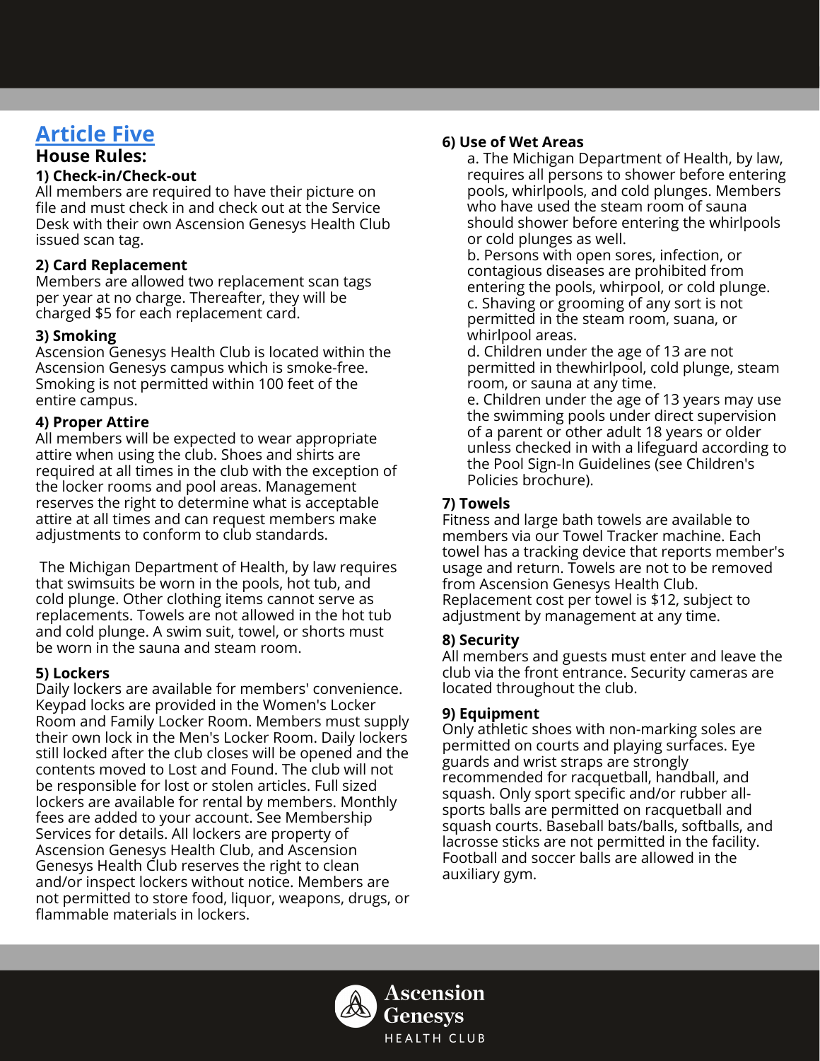# Article Five

## House Rules:

### 1) Check-in/Check-out

All members are required to have their picture on file and must check in and check out at the Service Desk with their own Ascension Genesys Health Club issued scan tag.

### 2) Card Replacement

Members are allowed two replacement scan tags per year at no charge. Thereafter, they will be charged $5 for each replacement card.

### 3) Smoking

Ascension Genesys Health Club is located within the Ascension Genesys campus which is smoke-free. Smoking is not permitted within 100 feet of the entire campus.

### 4) Proper Attire

All members will be expected to wear appropriate attire when using the club. Shoes and shirts are required at all times in the club with the exception of the locker rooms and pool areas. Management reserves the right to determine what is acceptable attire at all times and can request members make adjustments to conform to club standards.

The Michigan Department of Health, by law requires that swimsuits be worn in the pools, hot tub, and cold plunge. Other clothing items cannot serve as replacements. Towels are not allowed in the hot tub and cold plunge. A swim suit, towel, or shorts must be worn in the sauna and steam room.

### 5) Lockers

Daily lockers are available for members' convenience. Keypad locks are provided in the Women's Locker Room and Family Locker Room. Members must supply their own lock in the Men's Locker Room. Daily lockers still locked after the club closes will be opened and the contents moved to Lost and Found. The club will not be responsible for lost or stolen articles. Full sized lockers are available for rental by members. Monthly fees are added to your account. See Membership Services for details. All lockers are property of Ascension Genesys Health Club, and Ascension Genesys Health Club reserves the right to clean and/or inspect lockers without notice. Members are not permitted to store food, liquor, weapons, drugs, or flammable materials in lockers.

### 6) Use of Wet Areas

a. The Michigan Department of Health, by law, requires all persons to shower before entering pools, whirlpools, and cold plunges. Members who have used the steam room of sauna should shower before entering the whirlpools or cold plunges as well.

b. Persons with open sores, infection, or contagious diseases are prohibited from entering the pools, whirpool, or cold plunge.

c. Shaving or grooming of any sort is not permitted in the steam room, suana, or whirlpool areas.

d. Children under the age of 13 are not permitted in thewhirlpool, cold plunge, steam room, or sauna at any time.

e. Children under the age of 13 years may use the swimming pools under direct supervision of a parent or other adult 18 years or older unless checked in with a lifeguard according to the Pool Sign-In Guidelines (see Children's Policies brochure).

### 7) Towels

Fitness and large bath towels are available to members via our Towel Tracker machine. Each towel has a tracking device that reports member's usage and return. Towels are not to be removed from Ascension Genesys Health Club. Replacement cost per towel is $12, subject to adjustment by management at any time.

### 8) Security

All members and guests must enter and leave the club via the front entrance. Security cameras are located throughout the club.

### 9) Equipment

Only athletic shoes with non-marking soles are permitted on courts and playing surfaces. Eye guards and wrist straps are strongly recommended for racquetball, handball, and squash. Only sport specific and/or rubber all-sports balls are permitted on racquetball and squash courts. Baseball bats/balls, softballs, and lacrosse sticks are not permitted in the facility. Football and soccer balls are allowed in the auxiliary gym.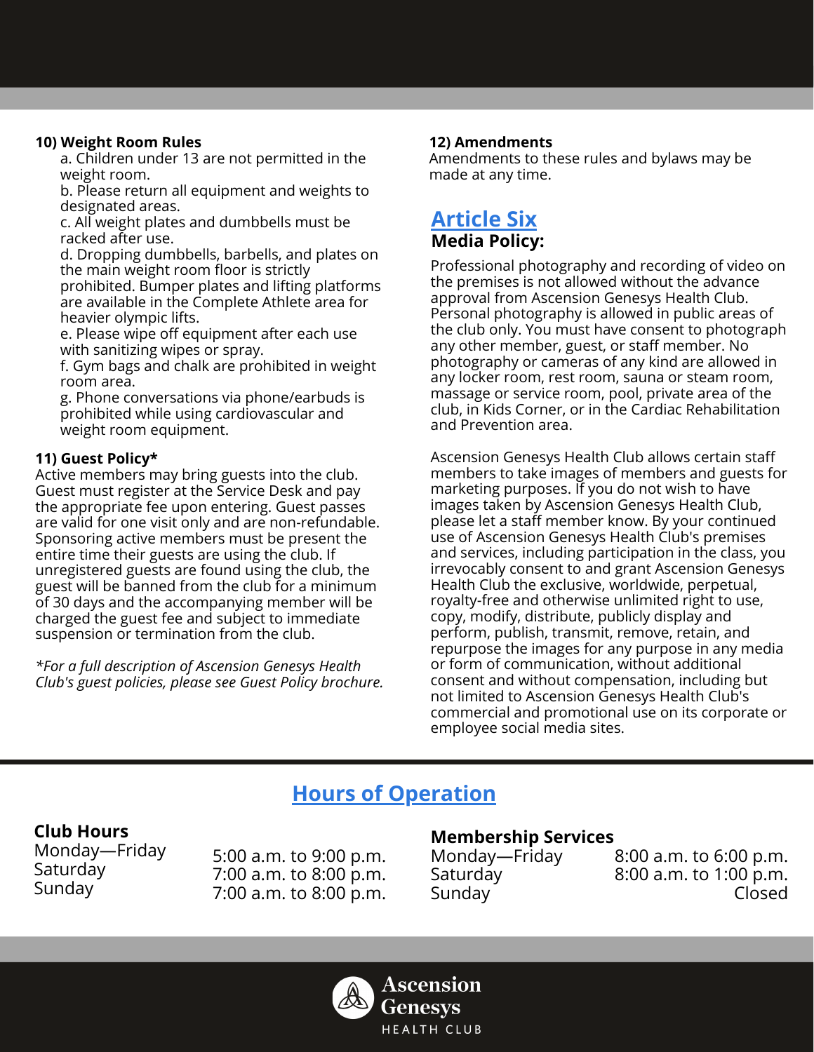**10) Weight Room Rules**

a. Children under 13 are not permitted in the weight room.
b. Please return all equipment and weights to designated areas.
c. All weight plates and dumbbells must be racked after use.
d. Dropping dumbbells, barbells, and plates on the main weight room floor is strictly prohibited. Bumper plates and lifting platforms are available in the Complete Athlete area for heavier olympic lifts.
e. Please wipe off equipment after each use with sanitizing wipes or spray.
f. Gym bags and chalk are prohibited in weight room area.
g. Phone conversations via phone/earbuds is prohibited while using cardiovascular and weight room equipment.

**11) Guest Policy***

Active members may bring guests into the club. Guest must register at the Service Desk and pay the appropriate fee upon entering. Guest passes are valid for one visit only and are non-refundable. Sponsoring active members must be present the entire time their guests are using the club. If unregistered guests are found using the club, the guest will be banned from the club for a minimum of 30 days and the accompanying member will be charged the guest fee and subject to immediate suspension or termination from the club.

*\*For a full description of Ascension Genesys Health Club's guest policies, please see Guest Policy brochure.*

**12) Amendments**

Amendments to these rules and bylaws may be made at any time.

## Article Six

### Media Policy:

Professional photography and recording of video on the premises is not allowed without the advance approval from Ascension Genesys Health Club. Personal photography is allowed in public areas of the club only. You must have consent to photograph any other member, guest, or staff member. No photography or cameras of any kind are allowed in any locker room, rest room, sauna or steam room, massage or service room, pool, private area of the club, in Kids Corner, or in the Cardiac Rehabilitation and Prevention area.

Ascension Genesys Health Club allows certain staff members to take images of members and guests for marketing purposes. If you do not wish to have images taken by Ascension Genesys Health Club, please let a staff member know. By your continued use of Ascension Genesys Health Club's premises and services, including participation in the class, you irrevocably consent to and grant Ascension Genesys Health Club the exclusive, worldwide, perpetual, royalty-free and otherwise unlimited right to use, copy, modify, distribute, publicly display and perform, publish, transmit, remove, retain, and repurpose the images for any purpose in any media or form of communication, without additional consent and without compensation, including but not limited to Ascension Genesys Health Club's commercial and promotional use on its corporate or employee social media sites.

## Hours of Operation

**Club Hours**

| | |
|---|---|
| Monday—Friday | 5:00 a.m. to 9:00 p.m. |
| Saturday | 7:00 a.m. to 8:00 p.m. |
| Sunday | 7:00 a.m. to 8:00 p.m. |

**Membership Services**

| | |
|---|---|
| Monday—Friday | 8:00 a.m. to 6:00 p.m. |
| Saturday | 8:00 a.m. to 1:00 p.m. |
| Sunday | Closed |

Ascension Genesys
HEALTH CLUB